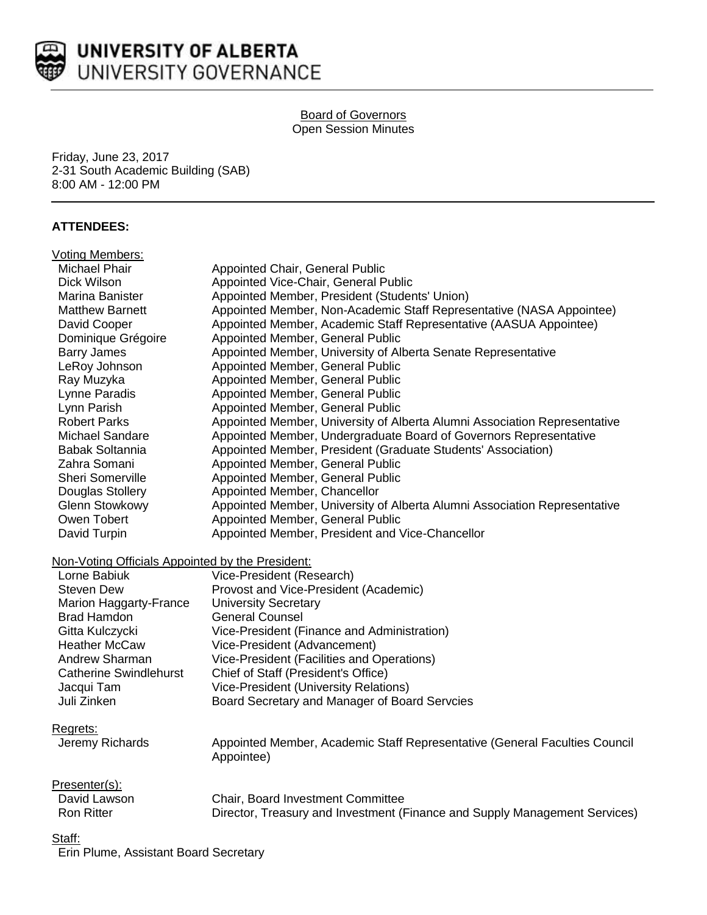UNIVERSITY OF ALBERTA
UNIVERSITY GOVERNANCE

Board of Governors
Open Session Minutes

Friday, June 23, 2017
2-31 South Academic Building (SAB)
8:00 AM - 12:00 PM

**ATTENDEES:**

Voting Members:

| | |
|---|---|
| Michael Phair | Appointed Chair, General Public |
| Dick Wilson | Appointed Vice-Chair, General Public |
| Marina Banister | Appointed Member, President (Students' Union) |
| Matthew Barnett | Appointed Member, Non-Academic Staff Representative (NASA Appointee) |
| David Cooper | Appointed Member, Academic Staff Representative (AASUA Appointee) |
| Dominique Grégoire | Appointed Member, General Public |
| Barry James | Appointed Member, University of Alberta Senate Representative |
| LeRoy Johnson | Appointed Member, General Public |
| Ray Muzyka | Appointed Member, General Public |
| Lynne Paradis | Appointed Member, General Public |
| Lynn Parish | Appointed Member, General Public |
| Robert Parks | Appointed Member, University of Alberta Alumni Association Representative |
| Michael Sandare | Appointed Member, Undergraduate Board of Governors Representative |
| Babak Soltannia | Appointed Member, President (Graduate Students' Association) |
| Zahra Somani | Appointed Member, General Public |
| Sheri Somerville | Appointed Member, General Public |
| Douglas Stollery | Appointed Member, Chancellor |
| Glenn Stowkowy | Appointed Member, University of Alberta Alumni Association Representative |
| Owen Tobert | Appointed Member, General Public |
| David Turpin | Appointed Member, President and Vice-Chancellor |

Non-Voting Officials Appointed by the President:

| | |
|---|---|
| Lorne Babiuk | Vice-President (Research) |
| Steven Dew | Provost and Vice-President (Academic) |
| Marion Haggarty-France | University Secretary |
| Brad Hamdon | General Counsel |
| Gitta Kulczycki | Vice-President (Finance and Administration) |
| Heather McCaw | Vice-President (Advancement) |
| Andrew Sharman | Vice-President (Facilities and Operations) |
| Catherine Swindlehurst | Chief of Staff (President's Office) |
| Jacqui Tam | Vice-President (University Relations) |
| Juli Zinken | Board Secretary and Manager of Board Servcies |

Regrets:

| | |
|---|---|
| Jeremy Richards | Appointed Member, Academic Staff Representative (General Faculties Council Appointee) |

Presenter(s):

| | |
|---|---|
| David Lawson | Chair, Board Investment Committee |
| Ron Ritter | Director, Treasury and Investment (Finance and Supply Management Services) |

Staff:

Erin Plume, Assistant Board Secretary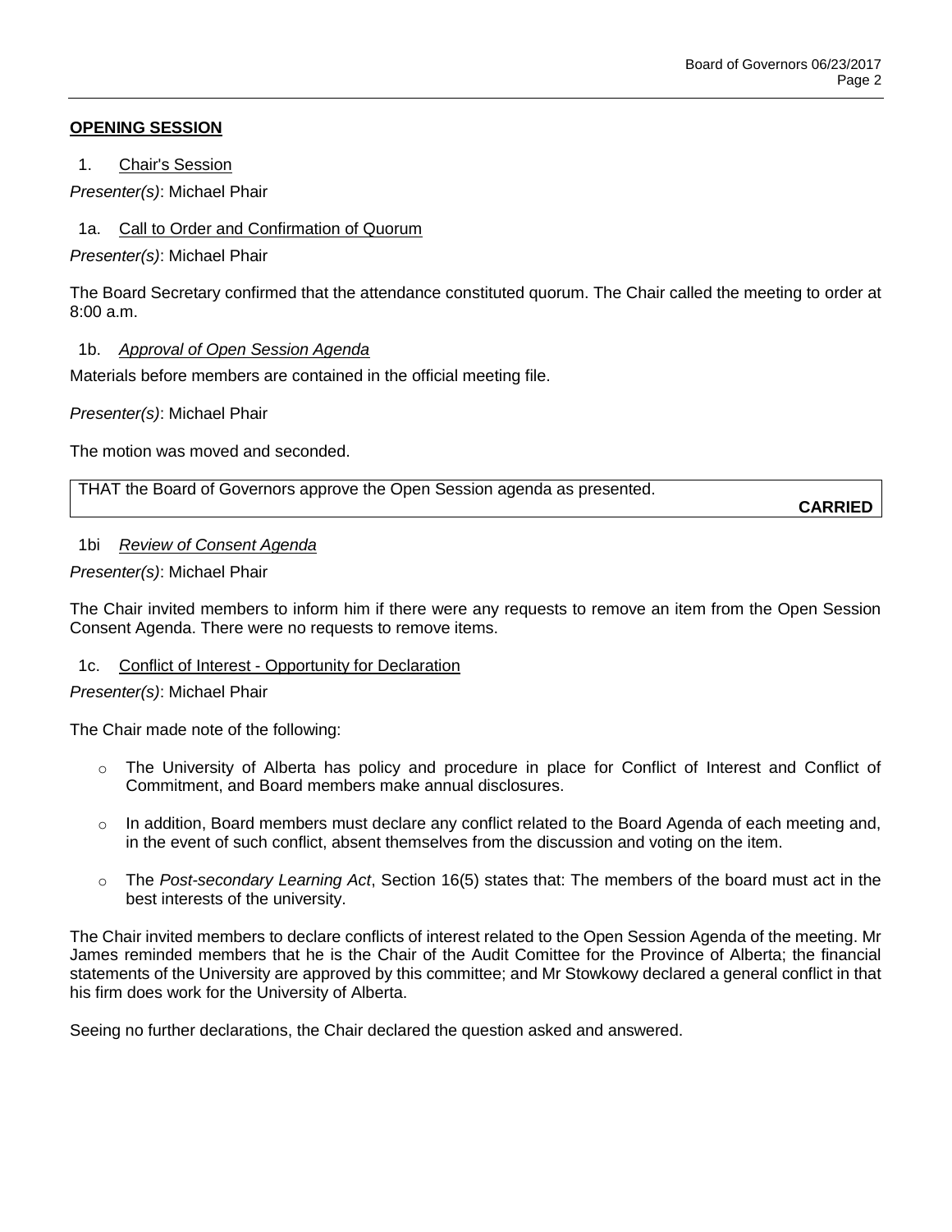## OPENING SESSION

1. Chair's Session

*Presenter(s)*: Michael Phair

1a. Call to Order and Confirmation of Quorum

*Presenter(s)*: Michael Phair

The Board Secretary confirmed that the attendance constituted quorum. The Chair called the meeting to order at 8:00 a.m.

1b. *Approval of Open Session Agenda*

Materials before members are contained in the official meeting file.

*Presenter(s)*: Michael Phair

The motion was moved and seconded.

THAT the Board of Governors approve the Open Session agenda as presented.

**CARRIED**

1bi *Review of Consent Agenda*

*Presenter(s)*: Michael Phair

The Chair invited members to inform him if there were any requests to remove an item from the Open Session Consent Agenda. There were no requests to remove items.

1c. Conflict of Interest - Opportunity for Declaration

*Presenter(s)*: Michael Phair

The Chair made note of the following:

- The University of Alberta has policy and procedure in place for Conflict of Interest and Conflict of Commitment, and Board members make annual disclosures.
- In addition, Board members must declare any conflict related to the Board Agenda of each meeting and, in the event of such conflict, absent themselves from the discussion and voting on the item.
- The *Post-secondary Learning Act*, Section 16(5) states that: The members of the board must act in the best interests of the university.

The Chair invited members to declare conflicts of interest related to the Open Session Agenda of the meeting. Mr James reminded members that he is the Chair of the Audit Comittee for the Province of Alberta; the financial statements of the University are approved by this committee; and Mr Stowkowy declared a general conflict in that his firm does work for the University of Alberta.

Seeing no further declarations, the Chair declared the question asked and answered.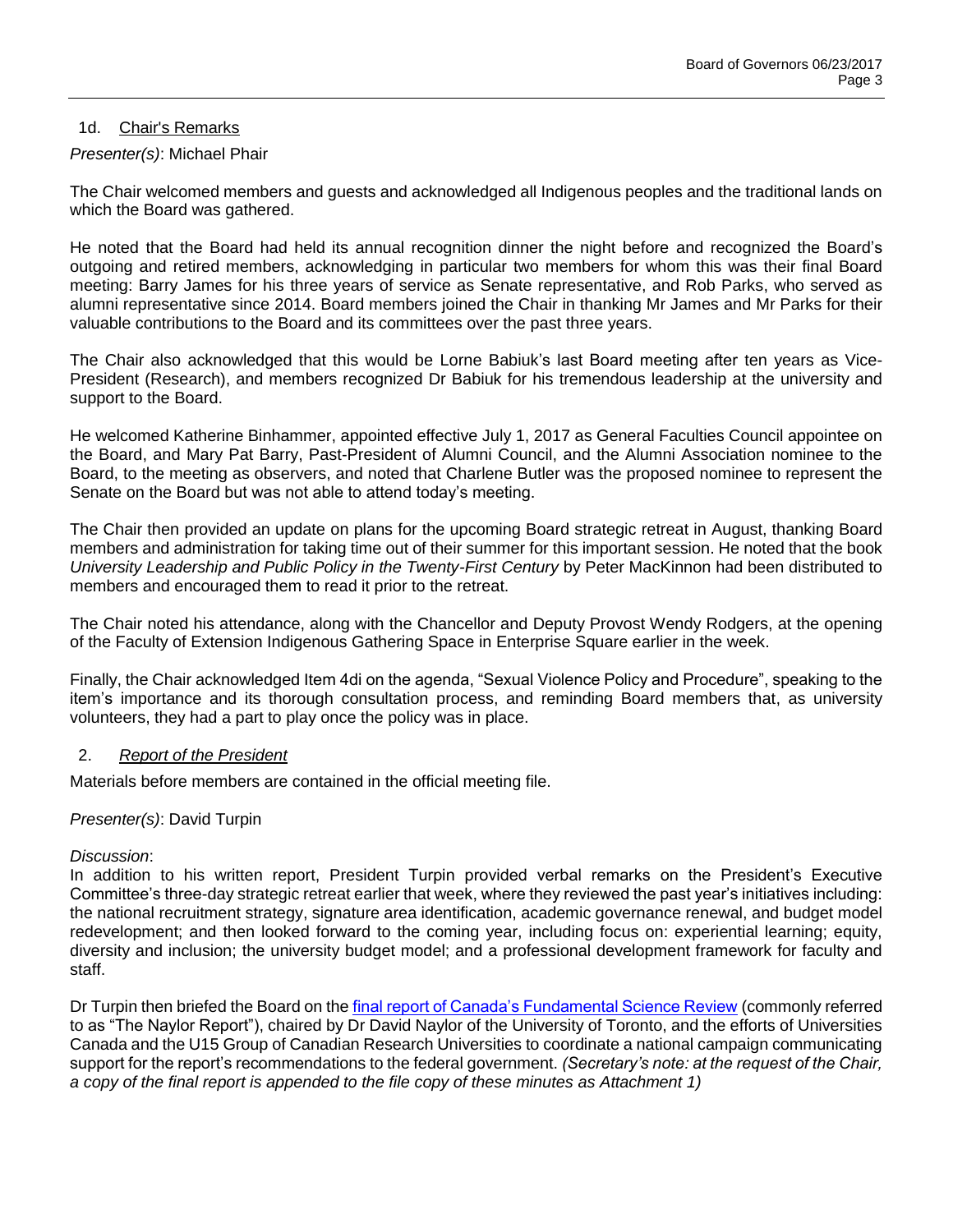## 1d. Chair's Remarks

*Presenter(s)*: Michael Phair

The Chair welcomed members and guests and acknowledged all Indigenous peoples and the traditional lands on which the Board was gathered.

He noted that the Board had held its annual recognition dinner the night before and recognized the Board's outgoing and retired members, acknowledging in particular two members for whom this was their final Board meeting: Barry James for his three years of service as Senate representative, and Rob Parks, who served as alumni representative since 2014. Board members joined the Chair in thanking Mr James and Mr Parks for their valuable contributions to the Board and its committees over the past three years.

The Chair also acknowledged that this would be Lorne Babiuk's last Board meeting after ten years as Vice-President (Research), and members recognized Dr Babiuk for his tremendous leadership at the university and support to the Board.

He welcomed Katherine Binhammer, appointed effective July 1, 2017 as General Faculties Council appointee on the Board, and Mary Pat Barry, Past-President of Alumni Council, and the Alumni Association nominee to the Board, to the meeting as observers, and noted that Charlene Butler was the proposed nominee to represent the Senate on the Board but was not able to attend today's meeting.

The Chair then provided an update on plans for the upcoming Board strategic retreat in August, thanking Board members and administration for taking time out of their summer for this important session. He noted that the book *University Leadership and Public Policy in the Twenty-First Century* by Peter MacKinnon had been distributed to members and encouraged them to read it prior to the retreat.

The Chair noted his attendance, along with the Chancellor and Deputy Provost Wendy Rodgers, at the opening of the Faculty of Extension Indigenous Gathering Space in Enterprise Square earlier in the week.

Finally, the Chair acknowledged Item 4di on the agenda, "Sexual Violence Policy and Procedure", speaking to the item's importance and its thorough consultation process, and reminding Board members that, as university volunteers, they had a part to play once the policy was in place.

## 2. *Report of the President*

Materials before members are contained in the official meeting file.

*Presenter(s)*: David Turpin

*Discussion*:
In addition to his written report, President Turpin provided verbal remarks on the President's Executive Committee's three-day strategic retreat earlier that week, where they reviewed the past year's initiatives including: the national recruitment strategy, signature area identification, academic governance renewal, and budget model redevelopment; and then looked forward to the coming year, including focus on: experiential learning; equity, diversity and inclusion; the university budget model; and a professional development framework for faculty and staff.

Dr Turpin then briefed the Board on the final report of Canada's Fundamental Science Review (commonly referred to as "The Naylor Report"), chaired by Dr David Naylor of the University of Toronto, and the efforts of Universities Canada and the U15 Group of Canadian Research Universities to coordinate a national campaign communicating support for the report's recommendations to the federal government. *(Secretary's note: at the request of the Chair, a copy of the final report is appended to the file copy of these minutes as Attachment 1)*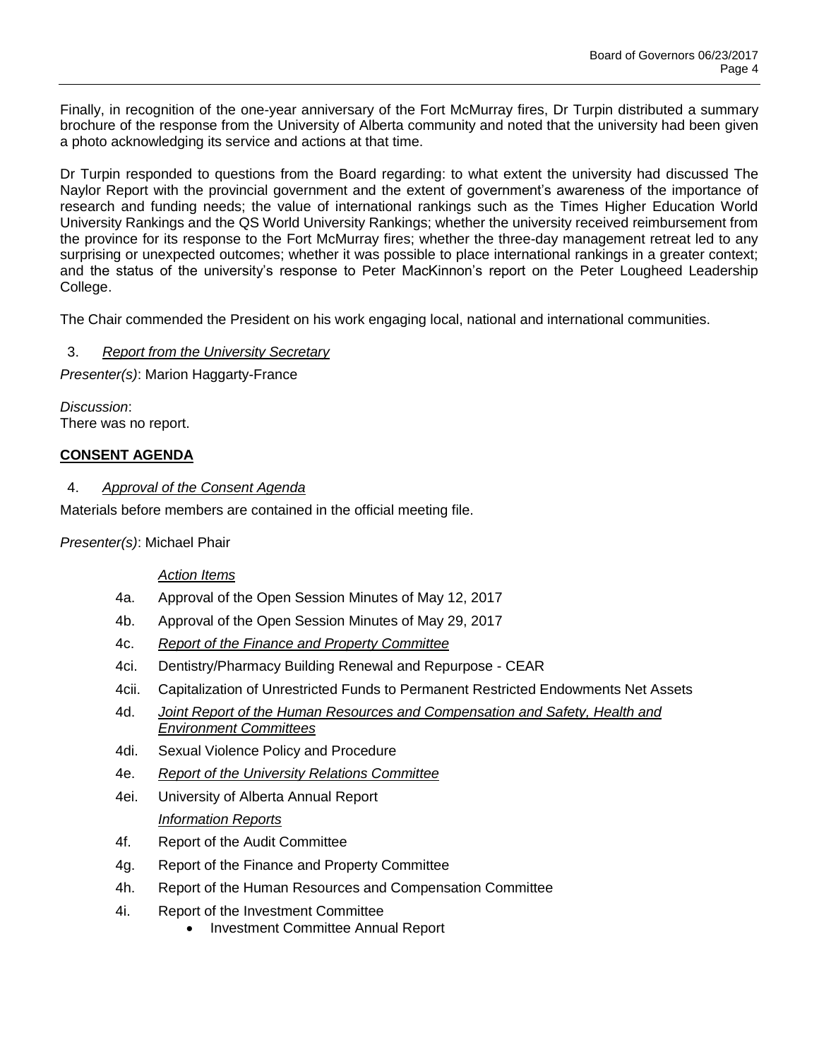Finally, in recognition of the one-year anniversary of the Fort McMurray fires, Dr Turpin distributed a summary brochure of the response from the University of Alberta community and noted that the university had been given a photo acknowledging its service and actions at that time.

Dr Turpin responded to questions from the Board regarding: to what extent the university had discussed The Naylor Report with the provincial government and the extent of government's awareness of the importance of research and funding needs; the value of international rankings such as the Times Higher Education World University Rankings and the QS World University Rankings; whether the university received reimbursement from the province for its response to the Fort McMurray fires; whether the three-day management retreat led to any surprising or unexpected outcomes; whether it was possible to place international rankings in a greater context; and the status of the university's response to Peter MacKinnon's report on the Peter Lougheed Leadership College.

The Chair commended the President on his work engaging local, national and international communities.

3. *Report from the University Secretary*

*Presenter(s)*: Marion Haggarty-France

*Discussion*:
There was no report.

## CONSENT AGENDA

4. *Approval of the Consent Agenda*

Materials before members are contained in the official meeting file.

*Presenter(s)*: Michael Phair

*Action Items*

- 4a. Approval of the Open Session Minutes of May 12, 2017
- 4b. Approval of the Open Session Minutes of May 29, 2017
- 4c. *Report of the Finance and Property Committee*
- 4ci. Dentistry/Pharmacy Building Renewal and Repurpose - CEAR
- 4cii. Capitalization of Unrestricted Funds to Permanent Restricted Endowments Net Assets
- 4d. *Joint Report of the Human Resources and Compensation and Safety, Health and Environment Committees*
- 4di. Sexual Violence Policy and Procedure
- 4e. *Report of the University Relations Committee*
- 4ei. University of Alberta Annual Report

*Information Reports*

- 4f. Report of the Audit Committee
- 4g. Report of the Finance and Property Committee
- 4h. Report of the Human Resources and Compensation Committee
- 4i. Report of the Investment Committee
  - Investment Committee Annual Report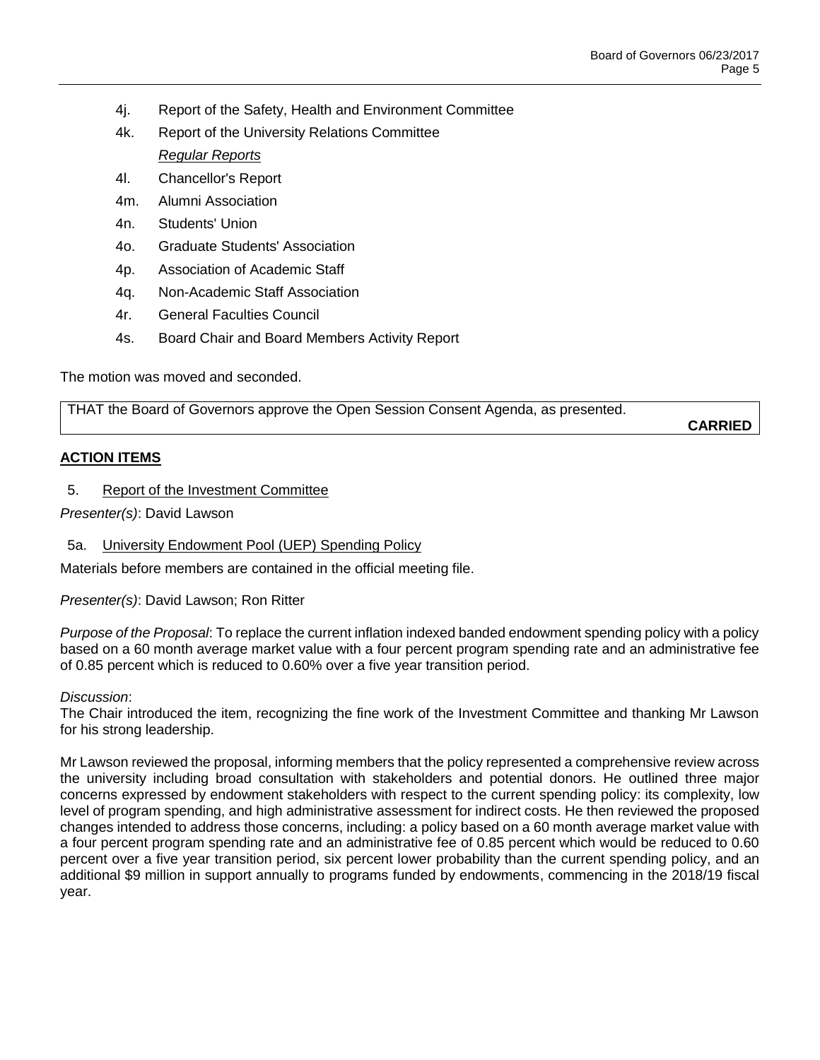4j. Report of the Safety, Health and Environment Committee

4k. Report of the University Relations Committee

*Regular Reports*

4l. Chancellor's Report

4m. Alumni Association

4n. Students' Union

4o. Graduate Students' Association

4p. Association of Academic Staff

4q. Non-Academic Staff Association

4r. General Faculties Council

4s. Board Chair and Board Members Activity Report

The motion was moved and seconded.

| THAT the Board of Governors approve the Open Session Consent Agenda, as presented. **CARRIED** |
|---|

## ACTION ITEMS

### 5. Report of the Investment Committee

*Presenter(s)*: David Lawson

### 5a. University Endowment Pool (UEP) Spending Policy

Materials before members are contained in the official meeting file.

*Presenter(s)*: David Lawson; Ron Ritter

*Purpose of the Proposal*: To replace the current inflation indexed banded endowment spending policy with a policy based on a 60 month average market value with a four percent program spending rate and an administrative fee of 0.85 percent which is reduced to 0.60% over a five year transition period.

*Discussion*:

The Chair introduced the item, recognizing the fine work of the Investment Committee and thanking Mr Lawson for his strong leadership.

Mr Lawson reviewed the proposal, informing members that the policy represented a comprehensive review across the university including broad consultation with stakeholders and potential donors. He outlined three major concerns expressed by endowment stakeholders with respect to the current spending policy: its complexity, low level of program spending, and high administrative assessment for indirect costs. He then reviewed the proposed changes intended to address those concerns, including: a policy based on a 60 month average market value with a four percent program spending rate and an administrative fee of 0.85 percent which would be reduced to 0.60 percent over a five year transition period, six percent lower probability than the current spending policy, and an additional $9 million in support annually to programs funded by endowments, commencing in the 2018/19 fiscal year.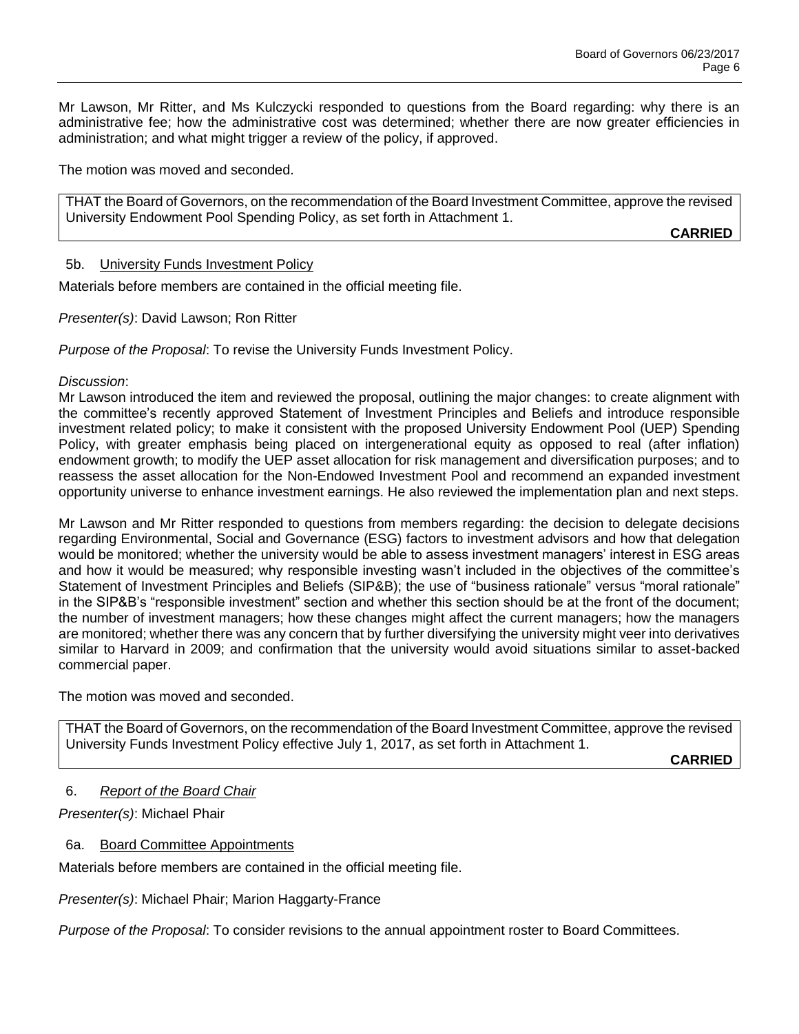Mr Lawson, Mr Ritter, and Ms Kulczycki responded to questions from the Board regarding: why there is an administrative fee; how the administrative cost was determined; whether there are now greater efficiencies in administration; and what might trigger a review of the policy, if approved.

The motion was moved and seconded.

> THAT the Board of Governors, on the recommendation of the Board Investment Committee, approve the revised University Endowment Pool Spending Policy, as set forth in Attachment 1.
>
> **CARRIED**

### 5b. University Funds Investment Policy

Materials before members are contained in the official meeting file.

*Presenter(s)*: David Lawson; Ron Ritter

*Purpose of the Proposal*: To revise the University Funds Investment Policy.

*Discussion*:

Mr Lawson introduced the item and reviewed the proposal, outlining the major changes: to create alignment with the committee's recently approved Statement of Investment Principles and Beliefs and introduce responsible investment related policy; to make it consistent with the proposed University Endowment Pool (UEP) Spending Policy, with greater emphasis being placed on intergenerational equity as opposed to real (after inflation) endowment growth; to modify the UEP asset allocation for risk management and diversification purposes; and to reassess the asset allocation for the Non-Endowed Investment Pool and recommend an expanded investment opportunity universe to enhance investment earnings. He also reviewed the implementation plan and next steps.

Mr Lawson and Mr Ritter responded to questions from members regarding: the decision to delegate decisions regarding Environmental, Social and Governance (ESG) factors to investment advisors and how that delegation would be monitored; whether the university would be able to assess investment managers' interest in ESG areas and how it would be measured; why responsible investing wasn't included in the objectives of the committee's Statement of Investment Principles and Beliefs (SIP&B); the use of "business rationale" versus "moral rationale" in the SIP&B's "responsible investment" section and whether this section should be at the front of the document; the number of investment managers; how these changes might affect the current managers; how the managers are monitored; whether there was any concern that by further diversifying the university might veer into derivatives similar to Harvard in 2009; and confirmation that the university would avoid situations similar to asset-backed commercial paper.

The motion was moved and seconded.

> THAT the Board of Governors, on the recommendation of the Board Investment Committee, approve the revised University Funds Investment Policy effective July 1, 2017, as set forth in Attachment 1.
>
> **CARRIED**

## 6. *Report of the Board Chair*

*Presenter(s)*: Michael Phair

### 6a. Board Committee Appointments

Materials before members are contained in the official meeting file.

*Presenter(s)*: Michael Phair; Marion Haggarty-France

*Purpose of the Proposal*: To consider revisions to the annual appointment roster to Board Committees.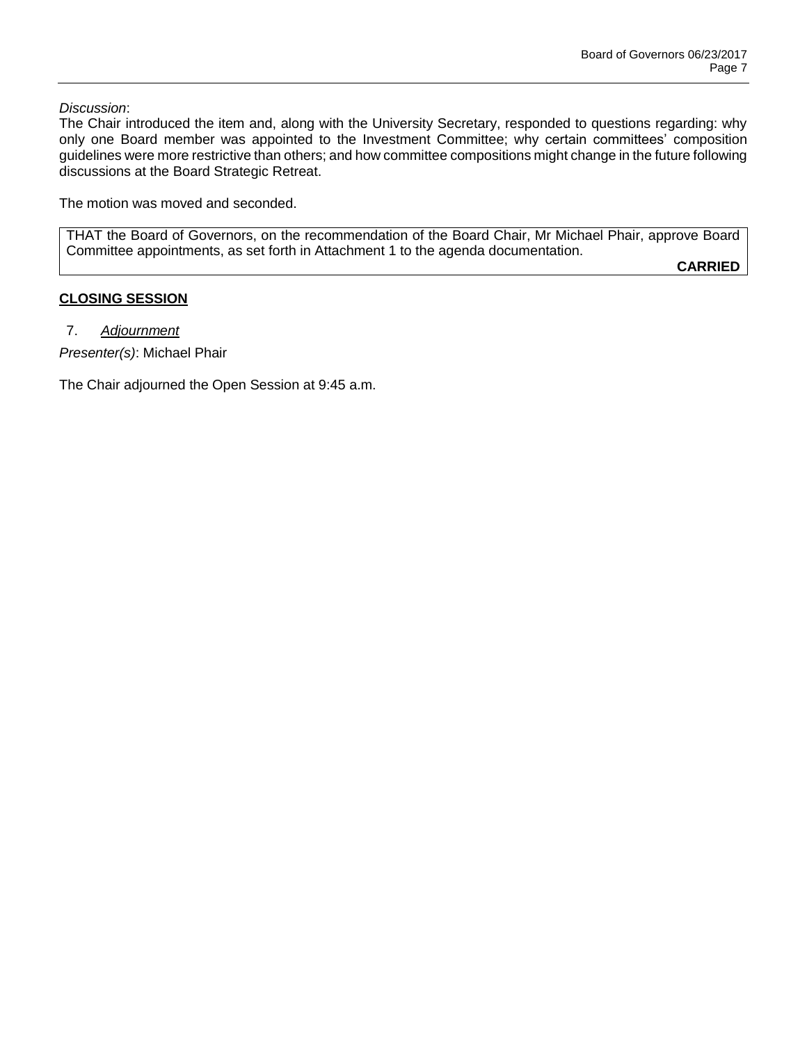*Discussion*:
The Chair introduced the item and, along with the University Secretary, responded to questions regarding: why only one Board member was appointed to the Investment Committee; why certain committees' composition guidelines were more restrictive than others; and how committee compositions might change in the future following discussions at the Board Strategic Retreat.

The motion was moved and seconded.

> THAT the Board of Governors, on the recommendation of the Board Chair, Mr Michael Phair, approve Board Committee appointments, as set forth in Attachment 1 to the agenda documentation.
>
> **CARRIED**

## CLOSING SESSION

7. *Adjournment*

*Presenter(s)*: Michael Phair

The Chair adjourned the Open Session at 9:45 a.m.